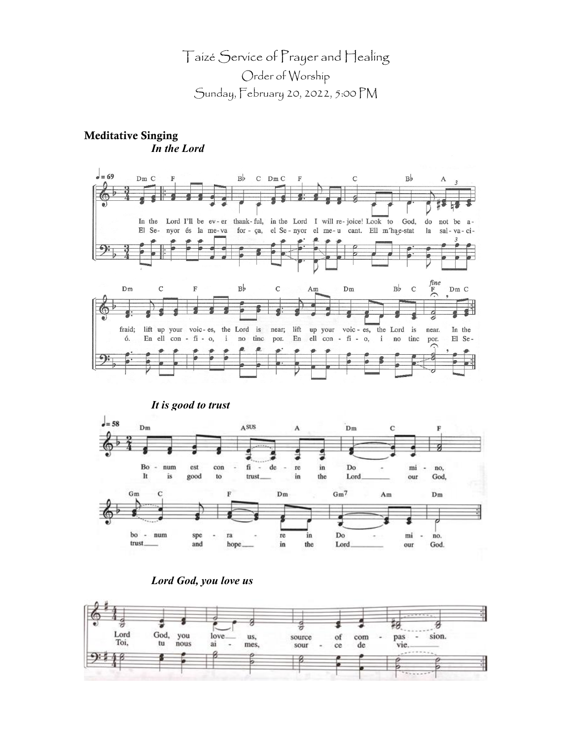# Taizé Service of Prayer and Healing

Order of Worship

Sunday, February 20, 2022, 5:00 PM

## Meditative Singing

***In the Lord***

In the Lord I'll be ever thankful, in the Lord I will rejoice! Look to God, do not be afraid; lift up your voices, the Lord is near; lift up your voices, the Lord is near.

El Senyor és la meva força, el Senyor el meu cant. Ell m'ha estat la salvació. En ell confio, i no tinc por. En ell confio, i no tinc por.

***It is good to trust***

Bonum est confidere in Domino, bonum sperare in Domino.

It is good to trust in the Lord our God, trust and hope in the Lord our God.

***Lord God, you love us***

Lord God, you love us, source of compassion.

Toi, tu nous aimes, source de vie.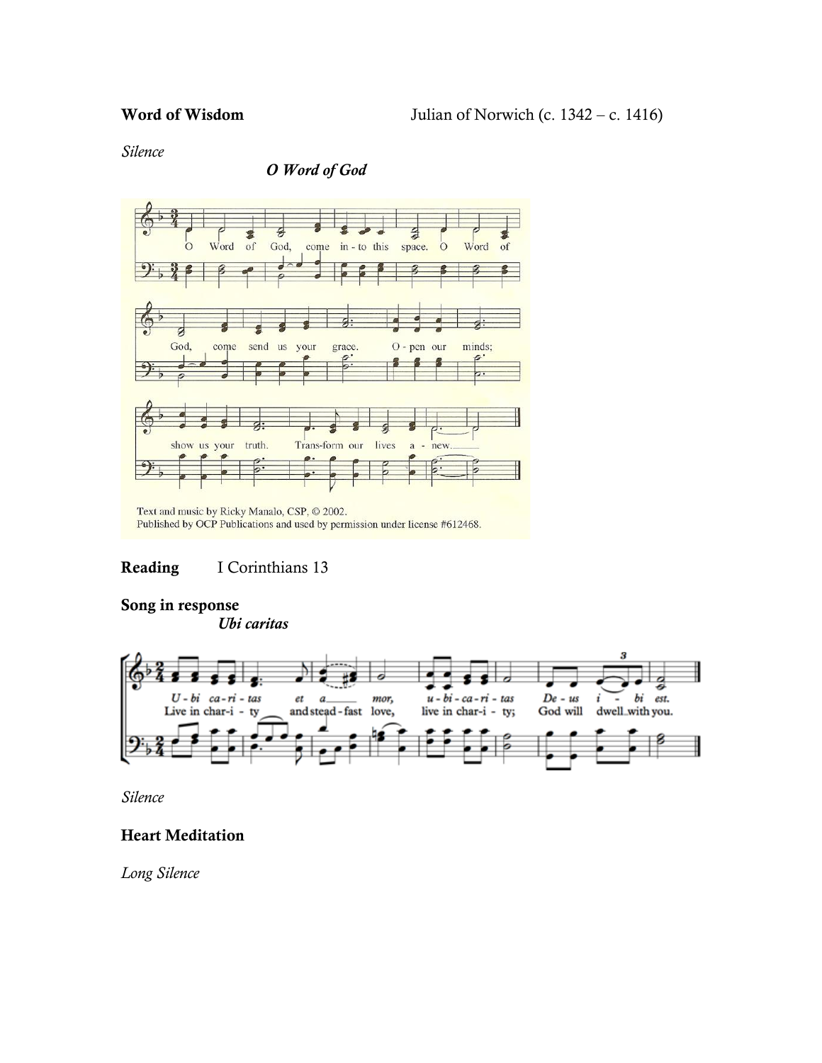**Word of Wisdom** Julian of Norwich (c. 1342 – c. 1416)

*Silence*

***O Word of God***

O Word of God, come into this space. O Word of God, come send us your grace. Open our minds; show us your truth. Transform our lives anew.

Text and music by Ricky Manalo, CSP, © 2002.
Published by OCP Publications and used by permission under license #612468.

**Reading** I Corinthians 13

**Song in response**

***Ubi caritas***

*Ubi caritas et amor, ubi caritas Deus ibi est.*
Live in charity and steadfast love, live in charity; God will dwell with you.

*Silence*

**Heart Meditation**

*Long Silence*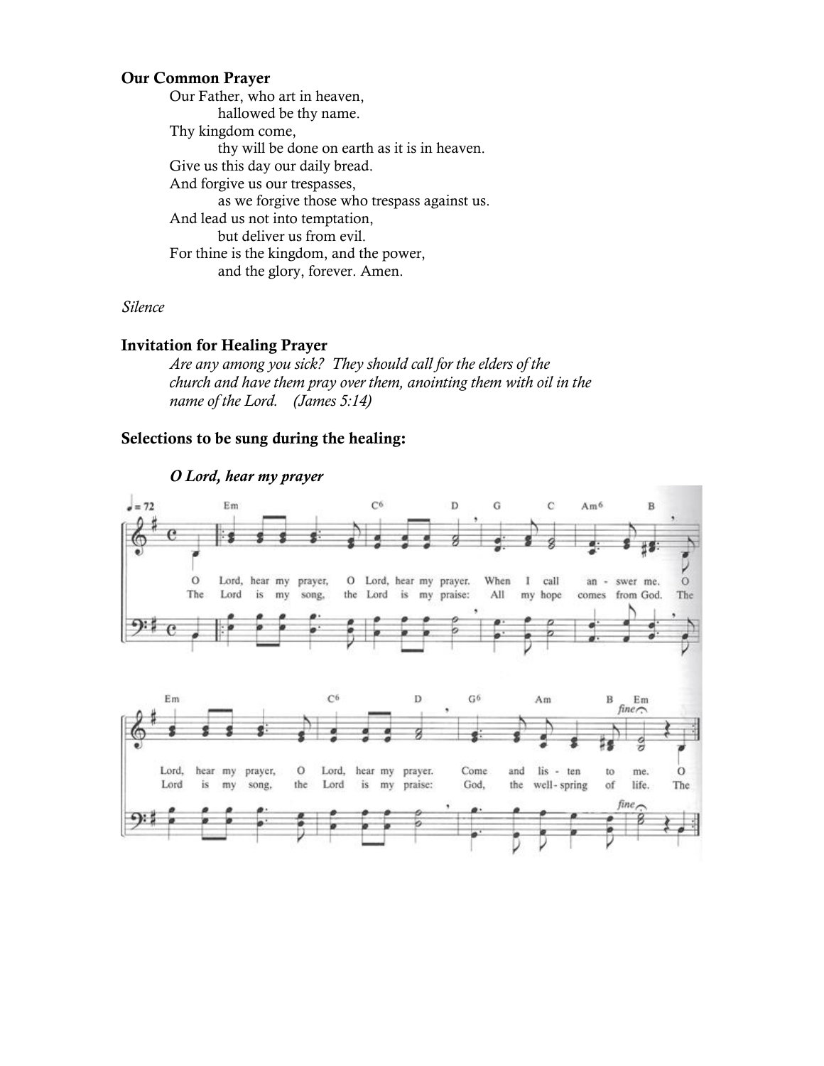**Our Common Prayer**

Our Father, who art in heaven,
  hallowed be thy name.
Thy kingdom come,
  thy will be done on earth as it is in heaven.
Give us this day our daily bread.
And forgive us our trespasses,
  as we forgive those who trespass against us.
And lead us not into temptation,
  but deliver us from evil.
For thine is the kingdom, and the power,
  and the glory, forever. Amen.

*Silence*

**Invitation for Healing Prayer**

*Are any among you sick? They should call for the elders of the church and have them pray over them, anointing them with oil in the name of the Lord. (James 5:14)*

**Selections to be sung during the healing:**

***O Lord, hear my prayer***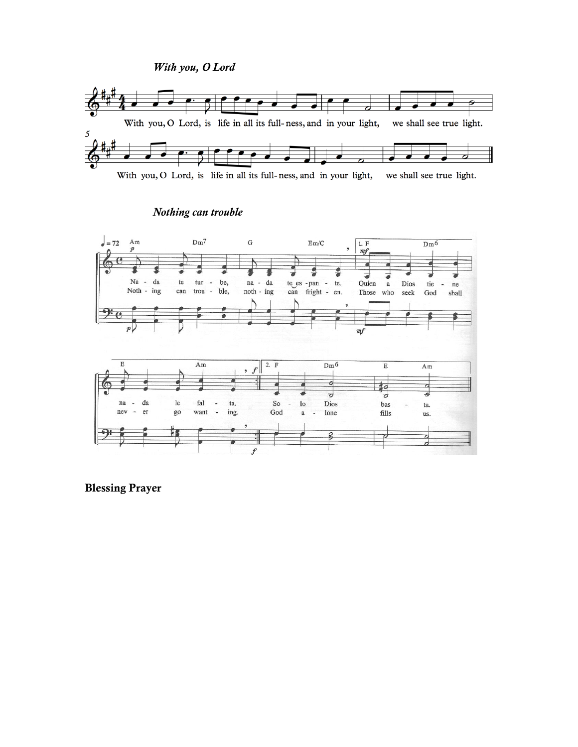### *With you, O Lord*

With you, O Lord, is life in all its full-ness, and in your light, we shall see true light.

With you, O Lord, is life in all its full-ness, and in your light, we shall see true light.

### *Nothing can trouble*

Na - da te tur - be, na - da te es - pan - te. Quien a Dios tie - ne na - da le fal - ta. So - lo Dios bas - ta.

Noth - ing can trou - ble, noth - ing can fright - en. Those who seek God shall nev - er go want - ing. God a - lone fills us.

## **Blessing Prayer**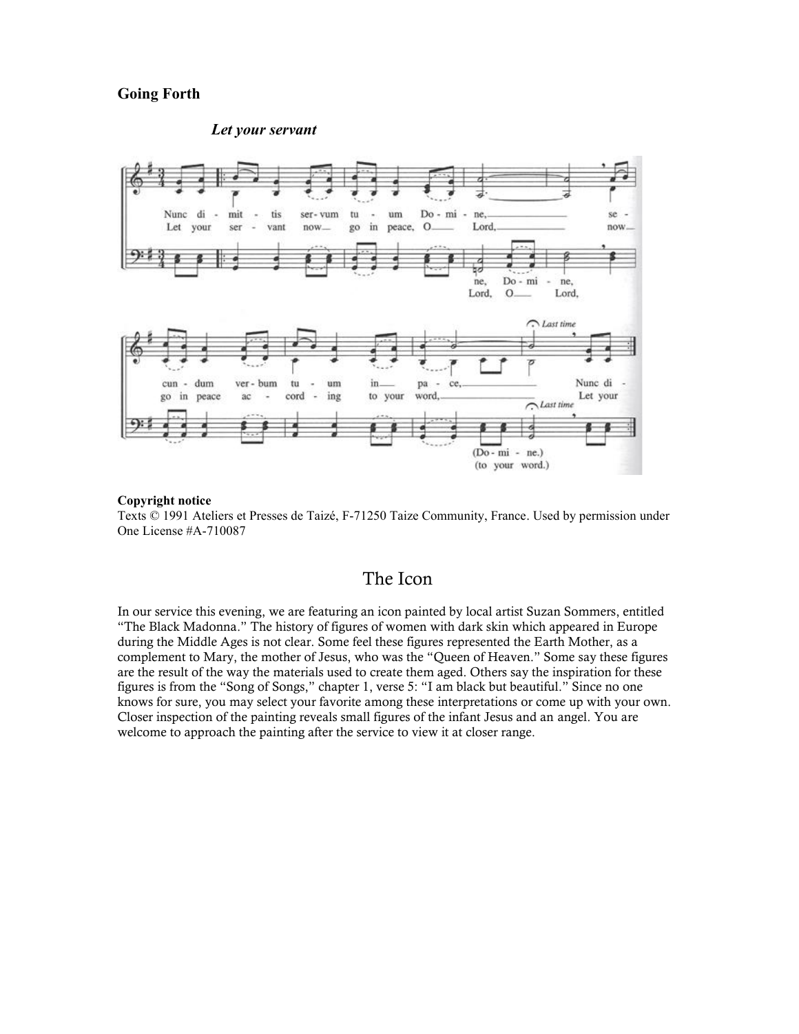**Going Forth**

***Let your servant***

**Copyright notice**
Texts © 1991 Ateliers et Presses de Taizé, F-71250 Taize Community, France. Used by permission under One License #A-710087

# The Icon

In our service this evening, we are featuring an icon painted by local artist Suzan Sommers, entitled "The Black Madonna." The history of figures of women with dark skin which appeared in Europe during the Middle Ages is not clear. Some feel these figures represented the Earth Mother, as a complement to Mary, the mother of Jesus, who was the "Queen of Heaven." Some say these figures are the result of the way the materials used to create them aged. Others say the inspiration for these figures is from the "Song of Songs," chapter 1, verse 5: "I am black but beautiful." Since no one knows for sure, you may select your favorite among these interpretations or come up with your own. Closer inspection of the painting reveals small figures of the infant Jesus and an angel. You are welcome to approach the painting after the service to view it at closer range.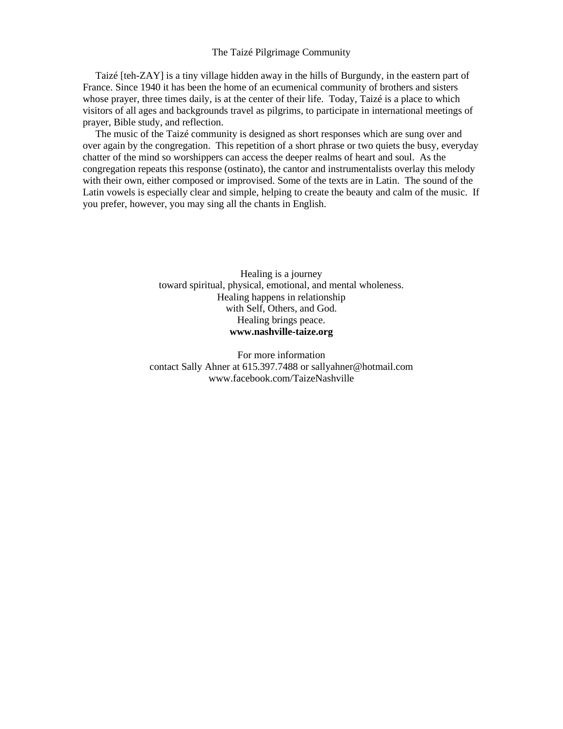# The Taizé Pilgrimage Community

Taizé [teh-ZAY] is a tiny village hidden away in the hills of Burgundy, in the eastern part of France. Since 1940 it has been the home of an ecumenical community of brothers and sisters whose prayer, three times daily, is at the center of their life. Today, Taizé is a place to which visitors of all ages and backgrounds travel as pilgrims, to participate in international meetings of prayer, Bible study, and reflection.

The music of the Taizé community is designed as short responses which are sung over and over again by the congregation. This repetition of a short phrase or two quiets the busy, everyday chatter of the mind so worshippers can access the deeper realms of heart and soul. As the congregation repeats this response (ostinato), the cantor and instrumentalists overlay this melody with their own, either composed or improvised. Some of the texts are in Latin. The sound of the Latin vowels is especially clear and simple, helping to create the beauty and calm of the music. If you prefer, however, you may sing all the chants in English.

Healing is a journey
toward spiritual, physical, emotional, and mental wholeness.
Healing happens in relationship
with Self, Others, and God.
Healing brings peace.
**www.nashville-taize.org**

For more information
contact Sally Ahner at 615.397.7488 or sallyahner@hotmail.com
www.facebook.com/TaizeNashville